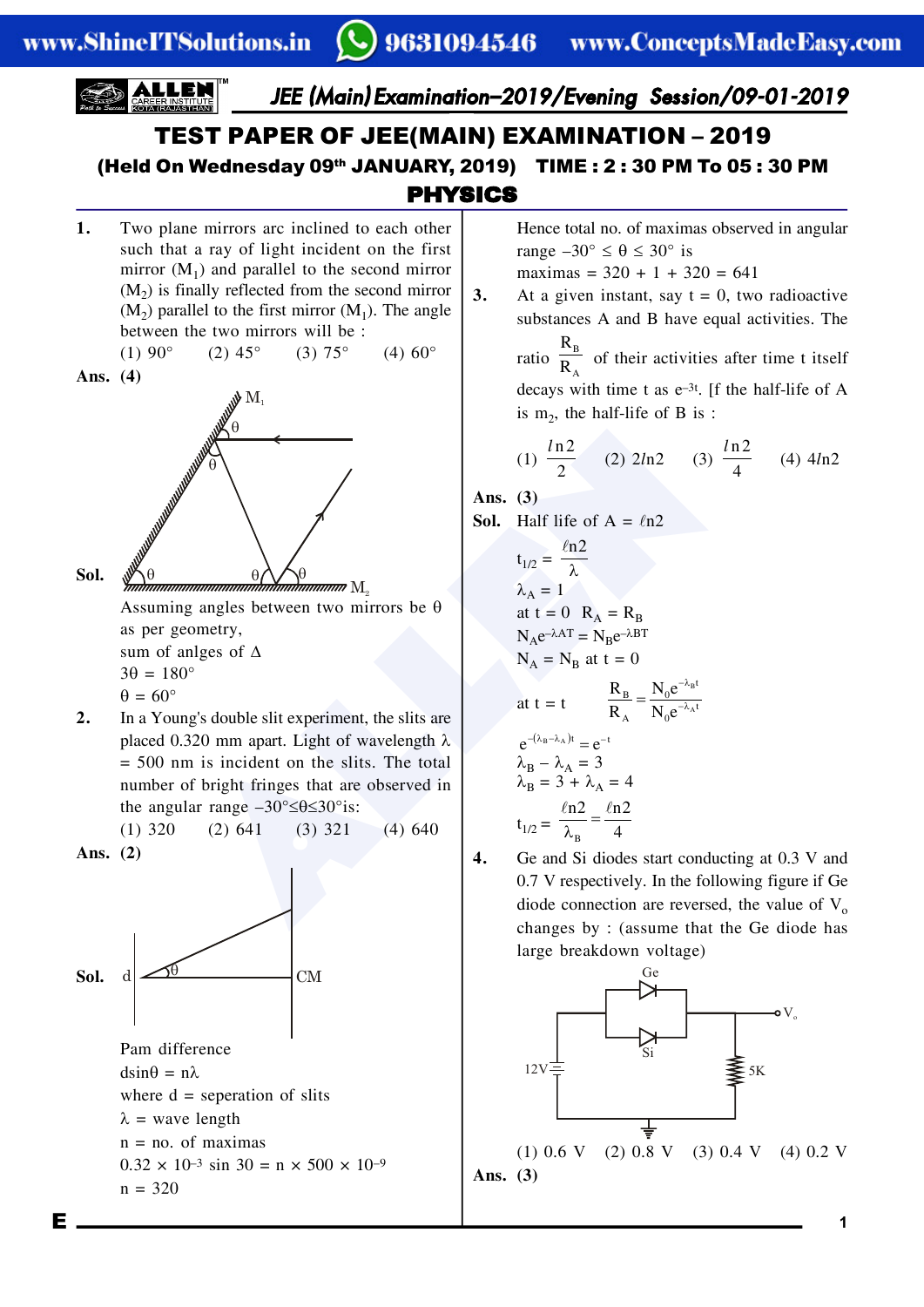# TEST PAPER OF JEE(MAIN) EXAMINATION – 2019

**(Held On Wednesday 09th JANUARY, 2019) TIME : 2 : 30 PM To 05 : 30 PM**

## PHYSICS

**1.** Two plane mirrors are inclined to each other such that a ray of light incident on the first mirror ($M_1$) and parallel to the second mirror ($M_2$) is finally reflected from the second mirror ($M_2$) parallel to the first mirror ($M_1$). The angle between the two mirrors will be :

(1) 90° (2) 45° (3) 75° (4) 60°

**Ans. (4)**

**Sol.**

Assuming angles between two mirrors be θ as per geometry,

sum of anlges of Δ

$3\theta = 180°$

$\theta = 60°$

**2.** In a Young's double slit experiment, the slits are placed 0.320 mm apart. Light of wavelength λ = 500 nm is incident on the slits. The total number of bright fringes that are observed in the angular range $-30° \leq \theta \leq 30°$ is:

(1) 320 (2) 641 (3) 321 (4) 640

**Ans. (2)**

**Sol.**

Pam difference

$d\sin\theta = n\lambda$

where d = seperation of slits

λ = wave length

n = no. of maximas

$0.32 \times 10^{-3} \sin 30 = n \times 500 \times 10^{-9}$

$n = 320$

Hence total no. of maximas observed in angular range $-30° \leq \theta \leq 30°$ is

maximas = 320 + 1 + 320 = 641

**3.** At a given instant, say t = 0, two radioactive substances A and B have equal activities. The ratio $\frac{R_B}{R_A}$ of their activities after time t itself decays with time t as $e^{-3t}$. [f the half-life of A is $m_2$, the half-life of B is :

(1) $\frac{ln2}{2}$ (2) $2ln2$ (3) $\frac{ln2}{4}$ (4) $4ln2$

**Ans. (3)**

**Sol.** Half life of A = $\ell n2$

$t_{1/2} = \frac{\ell n2}{\lambda}$

$\lambda_A = 1$

at t = 0 $R_A = R_B$

$N_A e^{-\lambda AT} = N_B e^{-\lambda BT}$

$N_A = N_B$ at t = 0

at t = t $\frac{R_B}{R_A} = \frac{N_0 e^{-\lambda_B t}}{N_0 e^{-\lambda_A t}}$

$e^{-(\lambda_B - \lambda_A)t} = e^{-t}$

$\lambda_B - \lambda_A = 3$

$\lambda_B = 3 + \lambda_A = 4$

$t_{1/2} = \frac{\ell n2}{\lambda_B} = \frac{\ell n2}{4}$

**4.** Ge and Si diodes start conducting at 0.3 V and 0.7 V respectively. In the following figure if Ge diode connection are reversed, the value of $V_o$ changes by : (assume that the Ge diode has large breakdown voltage)

(1) 0.6 V (2) 0.8 V (3) 0.4 V (4) 0.2 V

**Ans. (3)**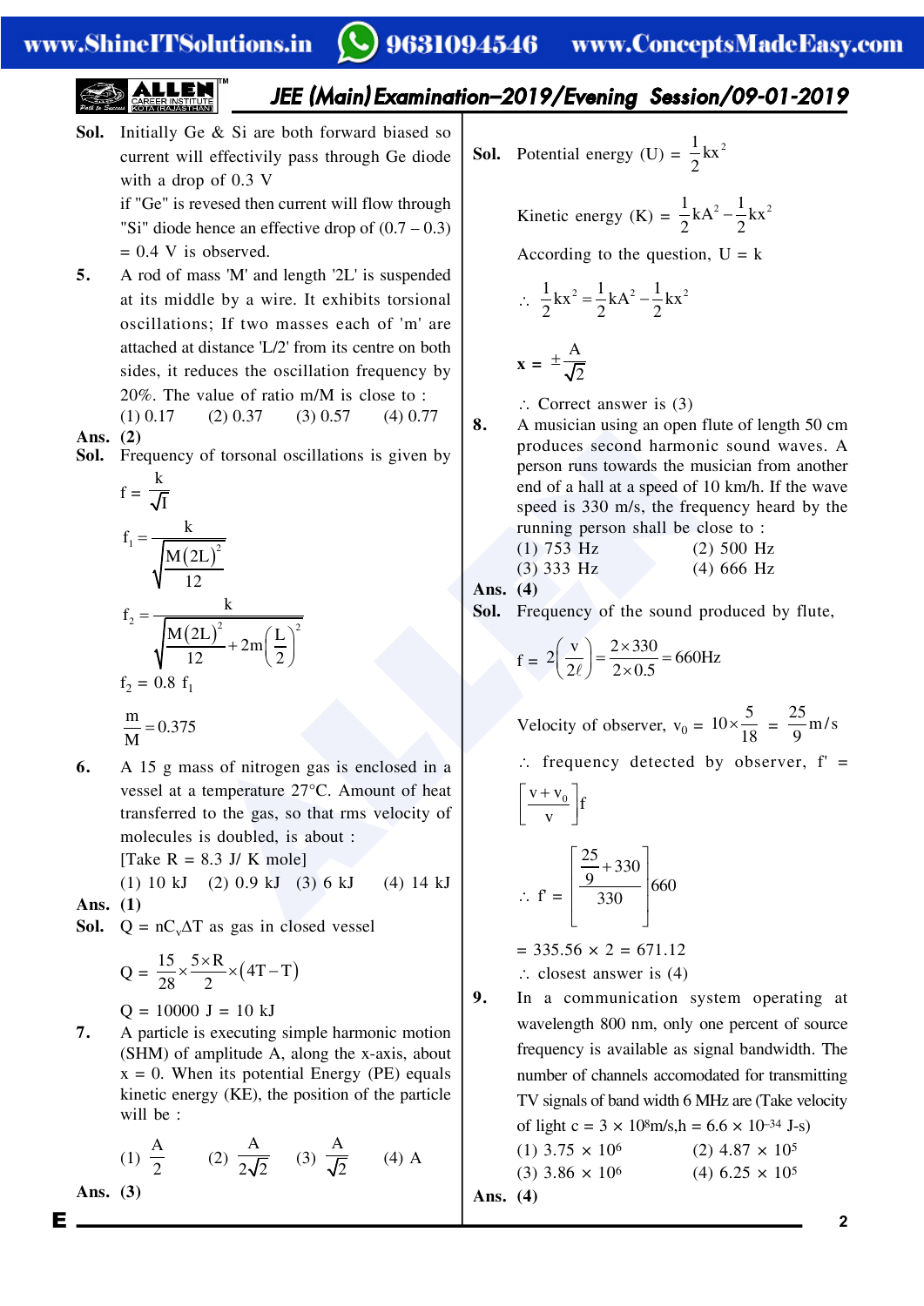**Sol.** Initially Ge & Si are both forward biased so current will effectivily pass through Ge diode with a drop of 0.3 V

if "Ge" is revesed then current will flow through "Si" diode hence an effective drop of (0.7 – 0.3) = 0.4 V is observed.

**5.** A rod of mass 'M' and length '2L' is suspended at its middle by a wire. It exhibits torsional oscillations; If two masses each of 'm' are attached at distance 'L/2' from its centre on both sides, it reduces the oscillation frequency by 20%. The value of ratio m/M is close to :

(1) 0.17 (2) 0.37 (3) 0.57 (4) 0.77

**Ans. (2)**

**Sol.** Frequency of torsonal oscillations is given by

$$f = \frac{k}{\sqrt{I}}$$

$$f_1 = \frac{k}{\sqrt{\frac{M(2L)^2}{12}}}$$

$$f_2 = \frac{k}{\sqrt{\frac{M(2L)^2}{12} + 2m\left(\frac{L}{2}\right)^2}}$$

$f_2 = 0.8\ f_1$

$$\frac{m}{M} = 0.375$$

**6.** A 15 g mass of nitrogen gas is enclosed in a vessel at a temperature 27°C. Amount of heat transferred to the gas, so that rms velocity of molecules is doubled, is about :

[Take R = 8.3 J/ K mole]

(1) 10 kJ (2) 0.9 kJ (3) 6 kJ (4) 14 kJ

**Ans. (1)**

**Sol.** $Q = nC_V\Delta T$ as gas in closed vessel

$$Q = \frac{15}{28} \times \frac{5 \times R}{2} \times (4T - T)$$

Q = 10000 J = 10 kJ

**7.** A particle is executing simple harmonic motion (SHM) of amplitude A, along the x-axis, about x = 0. When its potential Energy (PE) equals kinetic energy (KE), the position of the particle will be :

(1) $\frac{A}{2}$ (2) $\frac{A}{2\sqrt{2}}$ (3) $\frac{A}{\sqrt{2}}$ (4) A

**Ans. (3)**

**Sol.** Potential energy (U) = $\frac{1}{2}kx^2$

Kinetic energy (K) = $\frac{1}{2}kA^2 - \frac{1}{2}kx^2$

According to the question, U = k

$$\therefore \frac{1}{2}kx^2 = \frac{1}{2}kA^2 - \frac{1}{2}kx^2$$

$$x = \pm\frac{A}{\sqrt{2}}$$

$\therefore$ Correct answer is (3)

**8.** A musician using an open flute of length 50 cm produces second harmonic sound waves. A person runs towards the musician from another end of a hall at a speed of 10 km/h. If the wave speed is 330 m/s, the frequency heard by the running person shall be close to :

(1) 753 Hz (2) 500 Hz

(3) 333 Hz (4) 666 Hz

**Ans. (4)**

**Sol.** Frequency of the sound produced by flute,

$$f = 2\left(\frac{v}{2\ell}\right) = \frac{2 \times 330}{2 \times 0.5} = 660\text{Hz}$$

Velocity of observer, $v_0 = 10 \times \frac{5}{18} = \frac{25}{9}$ m/s

$\therefore$ frequency detected by observer, f' = $\left[\frac{v + v_0}{v}\right]f$

$$\therefore f' = \left[\frac{\frac{25}{9} + 330}{330}\right]660$$

= 335.56 × 2 = 671.12

$\therefore$ closest answer is (4)

**9.** In a communication system operating at wavelength 800 nm, only one percent of source frequency is available as signal bandwidth. The number of channels accomodated for transmitting TV signals of band width 6 MHz are (Take velocity of light c = 3 × $10^8$m/s, h = 6.6 × $10^{-34}$ J-s)

(1) 3.75 × $10^6$ (2) 4.87 × $10^5$

(3) 3.86 × $10^6$ (4) 6.25 × $10^5$

**Ans. (4)**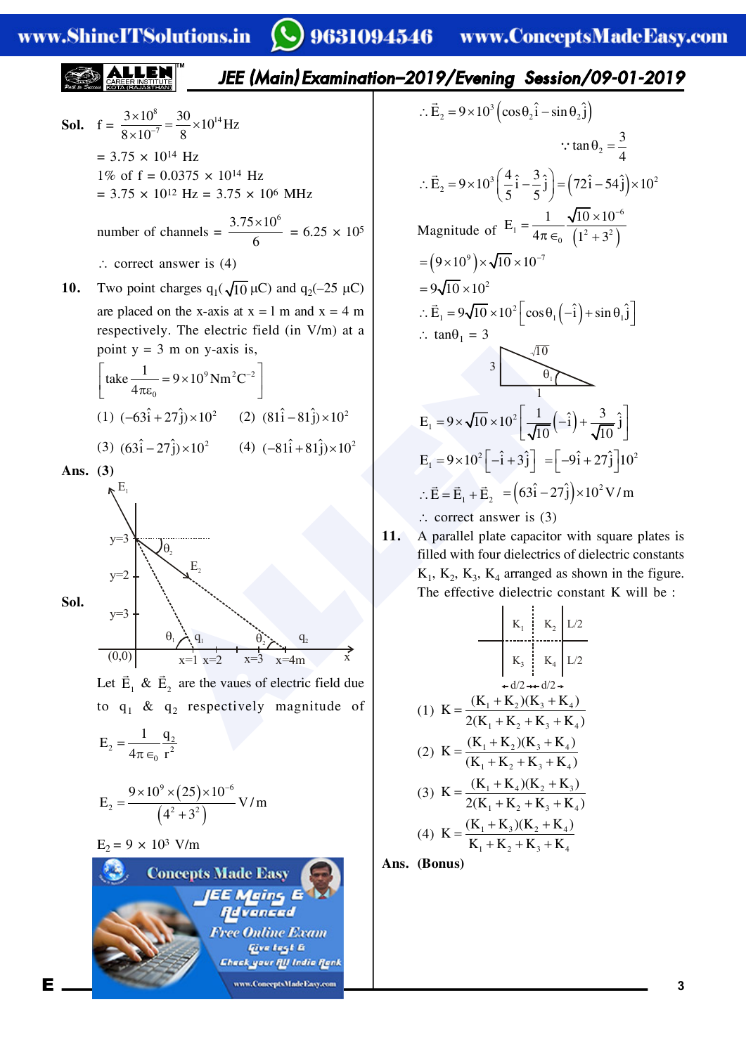**Sol.** $f = \dfrac{3\times10^8}{8\times10^{-7}} = \dfrac{30}{8}\times10^{14}\,\text{Hz}$

$= 3.75 \times 10^{14}$ Hz

1% of f = $0.0375 \times 10^{14}$ Hz

$= 3.75 \times 10^{12}$ Hz $= 3.75 \times 10^6$ MHz

number of channels $= \dfrac{3.75\times10^6}{6} = 6.25 \times 10^5$

$\therefore$ correct answer is (4)

**10.** Two point charges $q_1(\sqrt{10}\ \mu C)$ and $q_2(-25\ \mu C)$ are placed on the x-axis at x = 1 m and x = 4 m respectively. The electric field (in V/m) at a point y = 3 m on y-axis is,

$\left[\text{take } \dfrac{1}{4\pi\varepsilon_0} = 9\times10^9\,\text{Nm}^2\text{C}^{-2}\right]$

(1) $(-63\hat{i}+27\hat{j})\times10^2$  (2) $(81\hat{i}-81\hat{j})\times10^2$

(3) $(63\hat{i}-27\hat{j})\times10^2$  (4) $(-81\hat{i}+81\hat{j})\times10^2$

**Ans.** **(3)**

**Sol.**

Let $\vec{E}_1$ & $\vec{E}_2$ are the vaues of electric field due to $q_1$ & $q_2$ respectively magnitude of

$$E_2 = \frac{1}{4\pi\epsilon_0}\frac{q_2}{r^2}$$

$$E_2 = \frac{9\times10^9\times(25)\times10^{-6}}{(4^2+3^2)}\,\text{V/m}$$

$E_2 = 9 \times 10^3$ V/m

$$\therefore \vec{E}_2 = 9\times10^3\left(\cos\theta_2\hat{i}-\sin\theta_2\hat{j}\right)$$

$$\because \tan\theta_2 = \frac{3}{4}$$

$$\therefore \vec{E}_2 = 9\times10^3\left(\frac{4}{5}\hat{i}-\frac{3}{5}\hat{j}\right) = \left(72\hat{i}-54\hat{j}\right)\times10^2$$

Magnitude of $E_1 = \dfrac{1}{4\pi\epsilon_0}\dfrac{\sqrt{10}\times10^{-6}}{(1^2+3^2)}$

$= (9\times10^9)\times\sqrt{10}\times10^{-7}$

$= 9\sqrt{10}\times10^2$

$$\therefore \vec{E}_1 = 9\sqrt{10}\times10^2\left[\cos\theta_1\left(-\hat{i}\right)+\sin\theta_1\hat{j}\right]$$

$\therefore$ $\tan\theta_1 = 3$

$$E_1 = 9\times\sqrt{10}\times10^2\left[\frac{1}{\sqrt{10}}\left(-\hat{i}\right)+\frac{3}{\sqrt{10}}\hat{j}\right]$$

$$E_1 = 9\times10^2\left[-\hat{i}+3\hat{j}\right] = \left[-9\hat{i}+27\hat{j}\right]10^2$$

$$\therefore \vec{E} = \vec{E}_1+\vec{E}_2 = \left(63\hat{i}-27\hat{j}\right)\times10^2\,\text{V/m}$$

$\therefore$ correct answer is (3)

**11.** A parallel plate capacitor with square plates is filled with four dielectrics of dielectric constants $K_1$, $K_2$, $K_3$, $K_4$ arranged as shown in the figure. The effective dielectric constant K will be :

| $K_1$ | $K_2$ | L/2 |
|---|---|---|
| $K_3$ | $K_4$ | L/2 |
| d/2 | d/2 | |

(1) $K = \dfrac{(K_1+K_2)(K_3+K_4)}{2(K_1+K_2+K_3+K_4)}$

(2) $K = \dfrac{(K_1+K_2)(K_3+K_4)}{(K_1+K_2+K_3+K_4)}$

(3) $K = \dfrac{(K_1+K_4)(K_2+K_3)}{2(K_1+K_2+K_3+K_4)}$

(4) $K = \dfrac{(K_1+K_3)(K_2+K_4)}{K_1+K_2+K_3+K_4}$

**Ans.** **(Bonus)**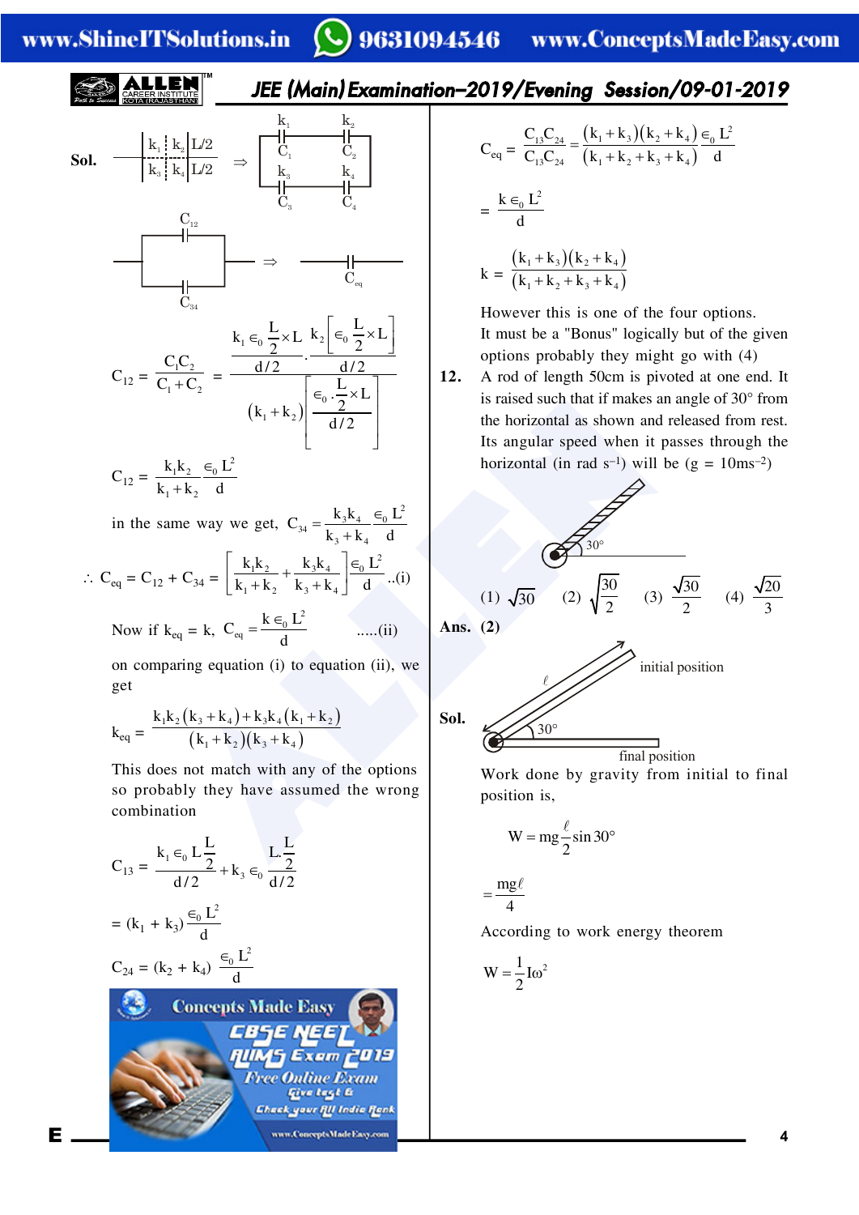**Sol.**

$$\Rightarrow$$

$$C_{12} = \frac{C_1C_2}{C_1+C_2} = \frac{k_1 \in_0 \frac{L}{2}\times L \cdot k_2\left[\in_0 \frac{L}{2}\times L\right]}{\frac{d/2 \qquad d/2}{(k_1+k_2)\left[\dfrac{\in_0 \cdot \frac{L}{2}\times L}{d/2}\right]}}$$

$$C_{12} = \frac{k_1k_2}{k_1+k_2}\frac{\in_0 L^2}{d}$$

in the same way we get, $C_{34} = \dfrac{k_3k_4}{k_3+k_4}\dfrac{\in_0 L^2}{d}$

$$\therefore C_{eq} = C_{12} + C_{34} = \left[\frac{k_1k_2}{k_1+k_2}+\frac{k_3k_4}{k_3+k_4}\right]\frac{\in_0 L^2}{d} \quad ..(i)$$

Now if $k_{eq} = k$, $C_{eq} = \dfrac{k\in_0 L^2}{d}$ .....(ii)

on comparing equation (i) to equation (ii), we get

$$k_{eq} = \frac{k_1k_2(k_3+k_4)+k_3k_4(k_1+k_2)}{(k_1+k_2)(k_3+k_4)}$$

This does not match with any of the options so probably they have assumed the wrong combination

$$C_{13} = \frac{k_1\in_0 L\frac{L}{2}}{d/2}+k_3\in_0\frac{L.\frac{L}{2}}{d/2}$$

$$= (k_1 + k_3)\frac{\in_0 L^2}{d}$$

$$C_{24} = (k_2 + k_4)\frac{\in_0 L^2}{d}$$

$$C_{eq} = \frac{C_{13}C_{24}}{C_{13}C_{24}} = \frac{(k_1+k_3)(k_2+k_4)}{(k_1+k_2+k_3+k_4)}\frac{\in_0 L^2}{d}$$

$$= \frac{k\in_0 L^2}{d}$$

$$k = \frac{(k_1+k_3)(k_2+k_4)}{(k_1+k_2+k_3+k_4)}$$

However this is one of the four options.
It must be a "Bonus" logically but of the given options probably they might go with (4)

**12.** A rod of length 50cm is pivoted at one end. It is raised such that if makes an angle of 30° from the horizontal as shown and released from rest. Its angular speed when it passes through the horizontal (in rad $s^{-1}$) will be ($g = 10ms^{-2}$)

(1) $\sqrt{30}$ (2) $\sqrt{\dfrac{30}{2}}$ (3) $\dfrac{\sqrt{30}}{2}$ (4) $\dfrac{\sqrt{20}}{3}$

**Ans. (2)**

**Sol.**

initial position

final position

Work done by gravity from initial to final position is,

$$W = mg\frac{\ell}{2}\sin 30°$$

$$= \frac{mg\ell}{4}$$

According to work energy theorem

$$W = \frac{1}{2}I\omega^2$$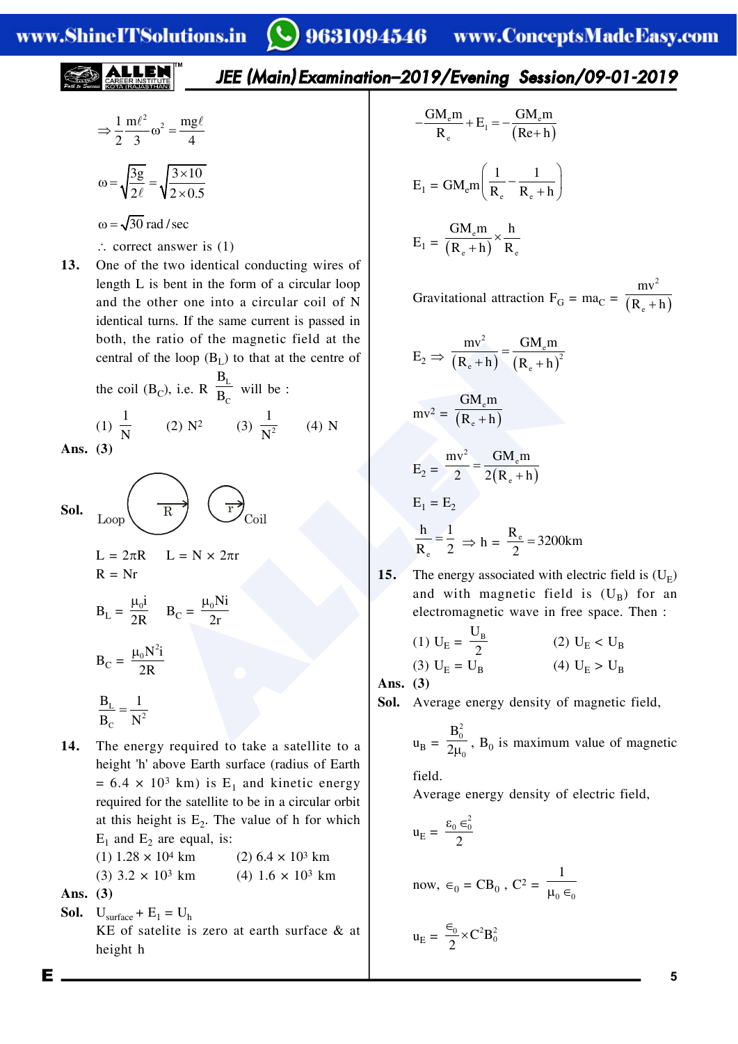$$\Rightarrow \frac{1}{2}\frac{m\ell^2}{3}\omega^2 = \frac{mg\ell}{4}$$

$$\omega = \sqrt{\frac{3g}{2\ell}} = \sqrt{\frac{3\times10}{2\times0.5}}$$

$$\omega = \sqrt{30}\ \text{rad/sec}$$

$\therefore$ correct answer is (1)

**13.** One of the two identical conducting wires of length L is bent in the form of a circular loop and the other one into a circular coil of N identical turns. If the same current is passed in both, the ratio of the magnetic field at the central of the loop ($B_L$) to that at the centre of the coil ($B_C$), i.e. R $\frac{B_L}{B_C}$ will be :

(1) $\frac{1}{N}$ (2) $N^2$ (3) $\frac{1}{N^2}$ (4) N

**Ans. (3)**

**Sol.** Loop (radius R) Coil (radius r)

$L = 2\pi R$ $L = N \times 2\pi r$

$R = Nr$

$$B_L = \frac{\mu_0 i}{2R} \quad B_C = \frac{\mu_0 N i}{2r}$$

$$B_C = \frac{\mu_0 N^2 i}{2R}$$

$$\frac{B_L}{B_C} = \frac{1}{N^2}$$

**14.** The energy required to take a satellite to a height 'h' above Earth surface (radius of Earth $= 6.4 \times 10^3$ km) is $E_1$ and kinetic energy required for the satellite to be in a circular orbit at this height is $E_2$. The value of h for which $E_1$ and $E_2$ are equal, is:

(1) $1.28 \times 10^4$ km (2) $6.4 \times 10^3$ km

(3) $3.2 \times 10^3$ km (4) $1.6 \times 10^3$ km

**Ans. (3)**

**Sol.** $U_{surface} + E_1 = U_h$

KE of satelite is zero at earth surface & at height h

$$-\frac{GM_e m}{R_e} + E_1 = -\frac{GM_e m}{(Re+h)}$$

$$E_1 = GM_e m\left(\frac{1}{R_e} - \frac{1}{R_e+h}\right)$$

$$E_1 = \frac{GM_e m}{(R_e+h)} \times \frac{h}{R_e}$$

Gravitational attraction $F_G = ma_C = \frac{mv^2}{(R_e+h)}$

$$E_2 \Rightarrow \frac{mv^2}{(R_e+h)} = \frac{GM_e m}{(R_e+h)^2}$$

$$mv^2 = \frac{GM_e m}{(R_e+h)}$$

$$E_2 = \frac{mv^2}{2} = \frac{GM_e m}{2(R_e+h)}$$

$$E_1 = E_2$$

$$\frac{h}{R_e} = \frac{1}{2} \Rightarrow h = \frac{R_e}{2} = 3200\text{km}$$

**15.** The energy associated with electric field is ($U_E$) and with magnetic field is ($U_B$) for an electromagnetic wave in free space. Then :

(1) $U_E = \frac{U_B}{2}$ (2) $U_E < U_B$

(3) $U_E = U_B$ (4) $U_E > U_B$

**Ans. (3)**

**Sol.** Average energy density of magnetic field,

$u_B = \frac{B_0^2}{2\mu_0}$, $B_0$ is maximum value of magnetic field.

Average energy density of electric field,

$$u_E = \frac{\varepsilon_0 \in_0^2}{2}$$

now, $\in_0 = CB_0$, $C^2 = \frac{1}{\mu_0 \in_0}$

$$u_E = \frac{\in_0}{2} \times C^2 B_0^2$$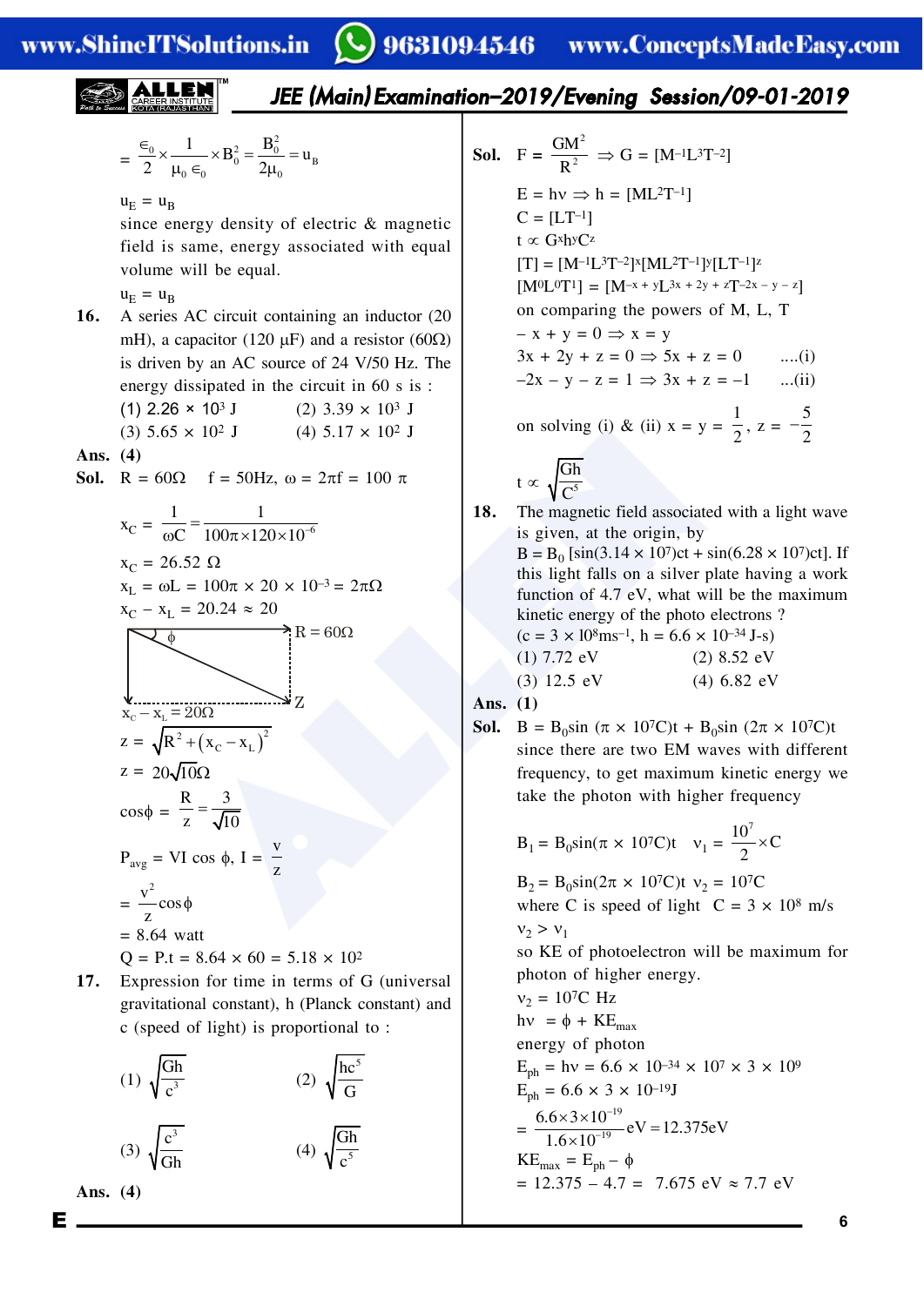$$= \frac{\epsilon_0}{2} \times \frac{1}{\mu_0 \epsilon_0} \times B_0^2 = \frac{B_0^2}{2\mu_0} = u_B$$

$u_E = u_B$

since energy density of electric & magnetic field is same, energy associated with equal volume will be equal.

$u_E = u_B$

**16.** A series AC circuit containing an inductor (20 mH), a capacitor (120 μF) and a resistor (60Ω) is driven by an AC source of 24 V/50 Hz. The energy dissipated in the circuit in 60 s is :

(1) $2.26 \times 10^3$ J (2) $3.39 \times 10^3$ J

(3) $5.65 \times 10^2$ J (4) $5.17 \times 10^2$ J

**Ans. (4)**

**Sol.** $R = 60\Omega$ $f = 50Hz$, $\omega = 2\pi f = 100\ \pi$

$$x_C = \frac{1}{\omega C} = \frac{1}{100\pi \times 120 \times 10^{-6}}$$

$x_C = 26.52\ \Omega$

$x_L = \omega L = 100\pi \times 20 \times 10^{-3} = 2\pi\Omega$

$x_C - x_L = 20.24 \approx 20$

(Figure: right triangle with angle $\phi$, horizontal side $R = 60\Omega$, vertical side $x_C - x_L = 20\Omega$, hypotenuse $Z$)

$$z = \sqrt{R^2 + (x_C - x_L)^2}$$

$z = 20\sqrt{10}\Omega$

$$\cos\phi = \frac{R}{z} = \frac{3}{\sqrt{10}}$$

$$P_{avg} = VI\cos\phi,\ I = \frac{v}{z}$$

$$= \frac{v^2}{z}\cos\phi$$

$= 8.64$ watt

$Q = P.t = 8.64 \times 60 = 5.18 \times 10^2$

**17.** Expression for time in terms of G (universal gravitational constant), h (Planck constant) and c (speed of light) is proportional to :

(1) $\sqrt{\frac{Gh}{c^3}}$ (2) $\sqrt{\frac{hc^5}{G}}$

(3) $\sqrt{\frac{c^3}{Gh}}$ (4) $\sqrt{\frac{Gh}{c^5}}$

**Ans. (4)**

**Sol.** $F = \frac{GM^2}{R^2} \Rightarrow G = [M^{-1}L^3T^{-2}]$

$E = h\nu \Rightarrow h = [ML^2T^{-1}]$

$C = [LT^{-1}]$

$t \propto G^x h^y C^z$

$[T] = [M^{-1}L^3T^{-2}]^x[ML^2T^{-1}]^y[LT^{-1}]^z$

$[M^0L^0T^1] = [M^{-x+y}L^{3x+2y+z}T^{-2x-y-z}]$

on comparing the powers of M, L, T

$-x + y = 0 \Rightarrow x = y$

$3x + 2y + z = 0 \Rightarrow 5x + z = 0$ ....(i)

$-2x - y - z = 1 \Rightarrow 3x + z = -1$ ...(ii)

on solving (i) & (ii) $x = y = \frac{1}{2}$, $z = -\frac{5}{2}$

$$t \propto \sqrt{\frac{Gh}{C^5}}$$

**18.** The magnetic field associated with a light wave is given, at the origin, by

$B = B_0\,[\sin(3.14 \times 10^7)ct + \sin(6.28 \times 10^7)ct]$. If this light falls on a silver plate having a work function of 4.7 eV, what will be the maximum kinetic energy of the photo electrons ?

($c = 3 \times 10^8 ms^{-1}$, $h = 6.6 \times 10^{-34}$ J-s)

(1) 7.72 eV (2) 8.52 eV

(3) 12.5 eV (4) 6.82 eV

**Ans. (1)**

**Sol.** $B = B_0\sin(\pi \times 10^7 C)t + B_0\sin(2\pi \times 10^7 C)t$

since there are two EM waves with different frequency, to get maximum kinetic energy we take the photon with higher frequency

$B_1 = B_0\sin(\pi \times 10^7 C)t$ $\nu_1 = \frac{10^7}{2} \times C$

$B_2 = B_0\sin(2\pi \times 10^7 C)t$ $\nu_2 = 10^7 C$

where C is speed of light $C = 3 \times 10^8$ m/s

$\nu_2 > \nu_1$

so KE of photoelectron will be maximum for photon of higher energy.

$\nu_2 = 10^7 C$ Hz

$h\nu = \phi + KE_{max}$

energy of photon

$E_{ph} = h\nu = 6.6 \times 10^{-34} \times 10^7 \times 3 \times 10^9$

$E_{ph} = 6.6 \times 3 \times 10^{-19}$J

$$= \frac{6.6 \times 3 \times 10^{-19}}{1.6 \times 10^{-19}} eV = 12.375 eV$$

$KE_{max} = E_{ph} - \phi$

$= 12.375 - 4.7 = 7.675$ eV $\approx 7.7$ eV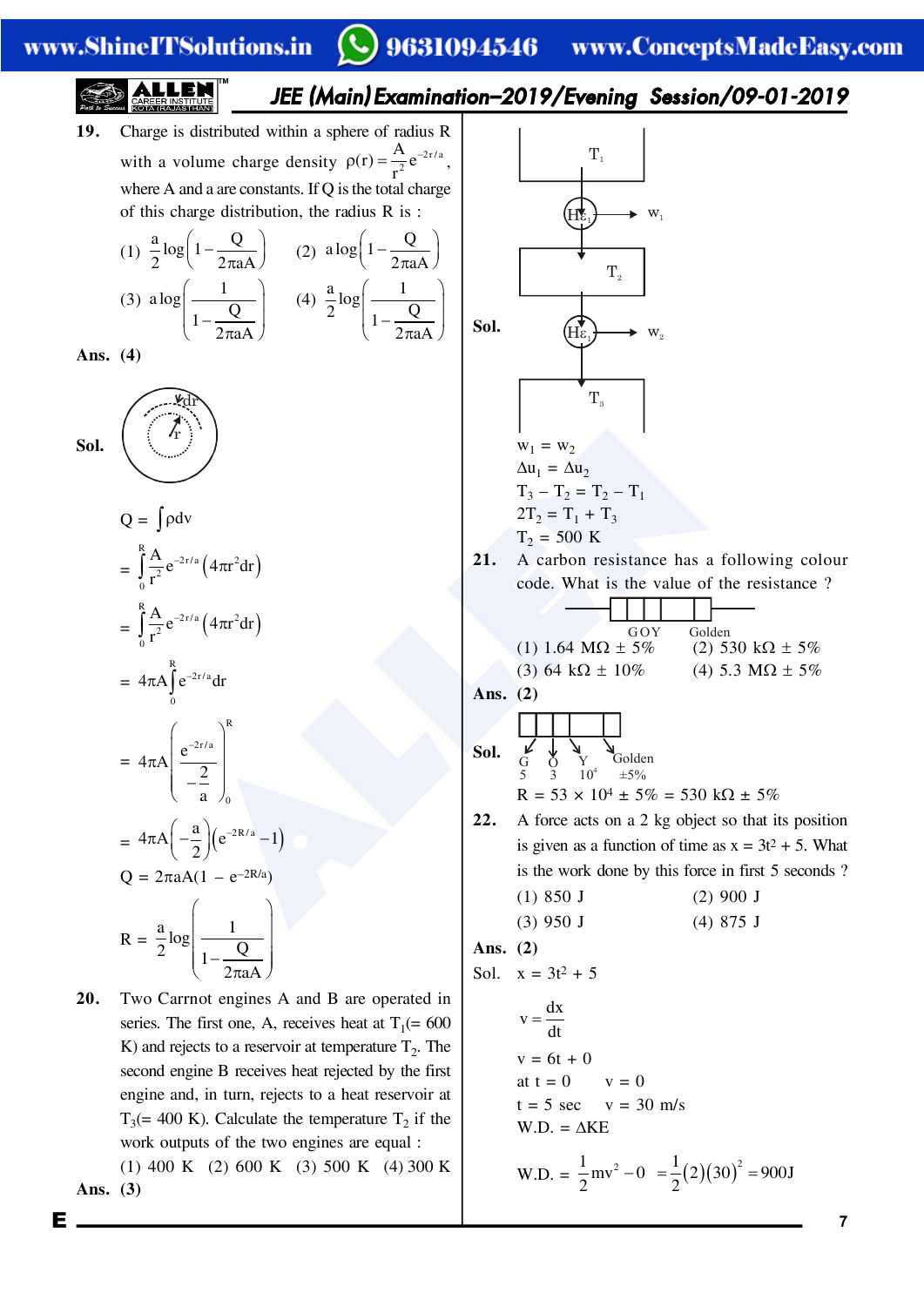**19.** Charge is distributed within a sphere of radius R with a volume charge density $\rho(r) = \frac{A}{r^2}e^{-2r/a}$, where A and a are constants. If Q is the total charge of this charge distribution, the radius R is :

(1) $\frac{a}{2}\log\left(1-\frac{Q}{2\pi aA}\right)$ (2) $a\log\left(1-\frac{Q}{2\pi aA}\right)$

(3) $a\log\left(\frac{1}{1-\frac{Q}{2\pi aA}}\right)$ (4) $\frac{a}{2}\log\left(\frac{1}{1-\frac{Q}{2\pi aA}}\right)$

**Ans. (4)**

**Sol.**

$Q = \int \rho dv$

$= \int_0^R \frac{A}{r^2}e^{-2r/a}\left(4\pi r^2 dr\right)$

$= \int_0^R \frac{A}{r^2}e^{-2r/a}\left(4\pi r^2 dr\right)$

$= 4\pi A\int_0^R e^{-2r/a}dr$

$= 4\pi A\left(\frac{e^{-2r/a}}{-\frac{2}{a}}\right)_0^R$

$= 4\pi A\left(-\frac{a}{2}\right)\left(e^{-2R/a}-1\right)$

$Q = 2\pi aA(1 - e^{-2R/a})$

$R = \frac{a}{2}\log\left(\frac{1}{1-\frac{Q}{2\pi aA}}\right)$

**20.** Two Carrnot engines A and B are operated in series. The first one, A, receives heat at $T_1$(= 600 K) and rejects to a reservoir at temperature $T_2$. The second engine B receives heat rejected by the first engine and, in turn, rejects to a heat reservoir at $T_3$(= 400 K). Calculate the temperature $T_2$ if the work outputs of the two engines are equal :

(1) 400 K (2) 600 K (3) 500 K (4) 300 K

**Ans. (3)**

**Sol.**

$w_1 = w_2$

$\Delta u_1 = \Delta u_2$

$T_3 - T_2 = T_2 - T_1$

$2T_2 = T_1 + T_3$

$T_2 = 500$ K

**21.** A carbon resistance has a following colour code. What is the value of the resistance ?

GOY Golden

(1) 1.64 MΩ ± 5% (2) 530 kΩ ± 5%

(3) 64 kΩ ± 10% (4) 5.3 MΩ ± 5%

**Ans. (2)**

**Sol.** G (5), O (3), Y ($10^4$), Golden (±5%)

$R = 53 \times 10^4 \pm 5\% = 530$ kΩ ± 5%

**22.** A force acts on a 2 kg object so that its position is given as a function of time as $x = 3t^2 + 5$. What is the work done by this force in first 5 seconds ?

(1) 850 J (2) 900 J

(3) 950 J (4) 875 J

**Ans. (2)**

Sol. $x = 3t^2 + 5$

$v = \frac{dx}{dt}$

$v = 6t + 0$

at $t = 0$ $v = 0$

$t = 5$ sec $v = 30$ m/s

W.D. = ΔKE

$\text{W.D.} = \frac{1}{2}mv^2 - 0 = \frac{1}{2}(2)(30)^2 = 900\text{J}$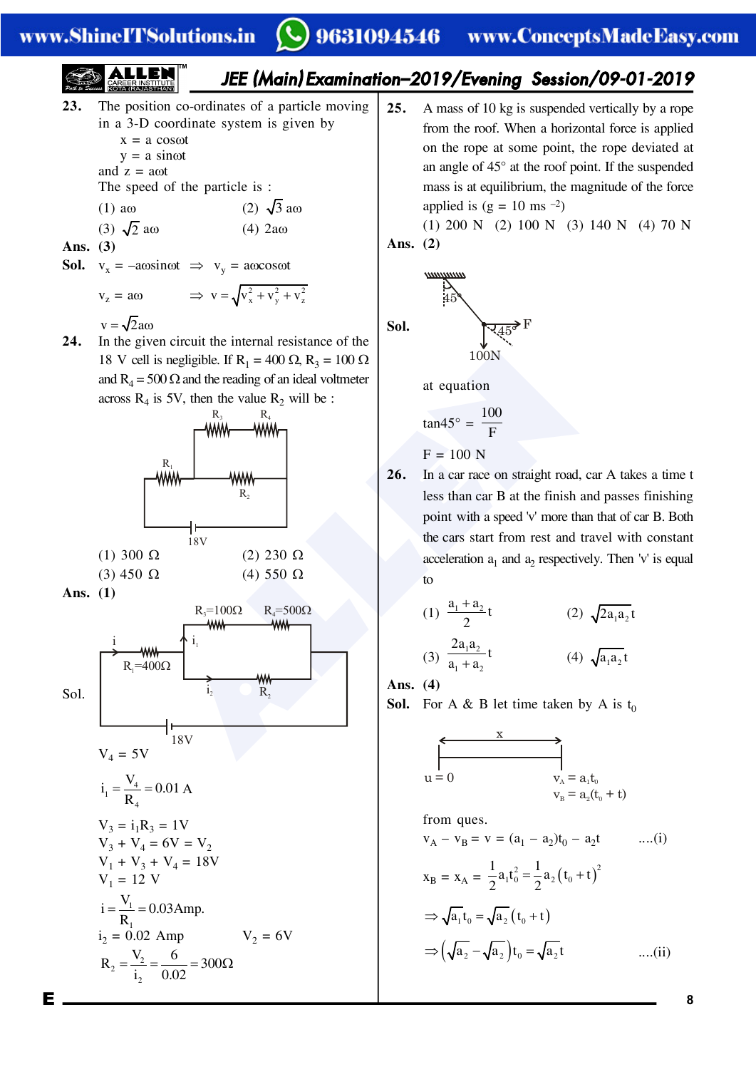**23.** The position co-ordinates of a particle moving in a 3-D coordinate system is given by

$x = a\cos\omega t$

$y = a\sin\omega t$

and $z = a\omega t$

The speed of the particle is :

(1) $a\omega$ (2) $\sqrt{3}\,a\omega$

(3) $\sqrt{2}\,a\omega$ (4) $2a\omega$

**Ans. (3)**

**Sol.** $v_x = -a\omega\sin\omega t \Rightarrow v_y = a\omega\cos\omega t$

$v_z = a\omega \Rightarrow v = \sqrt{v_x^2 + v_y^2 + v_z^2}$

$v = \sqrt{2}a\omega$

**24.** In the given circuit the internal resistance of the 18 V cell is negligible. If $R_1 = 400\ \Omega$, $R_3 = 100\ \Omega$ and $R_4 = 500\ \Omega$ and the reading of an ideal voltmeter across $R_4$ is 5V, then the value $R_2$ will be :

(1) 300 Ω (2) 230 Ω

(3) 450 Ω (4) 550 Ω

**Ans. (1)**

**Sol.**

$V_4 = 5V$

$$i_1 = \frac{V_4}{R_4} = 0.01\ A$$

$V_3 = i_1R_3 = 1V$

$V_3 + V_4 = 6V = V_2$

$V_1 + V_3 + V_4 = 18V$

$V_1 = 12\ V$

$$i = \frac{V_1}{R_1} = 0.03\text{Amp.}$$

$i_2 = 0.02$ Amp $\quad V_2 = 6V$

$$R_2 = \frac{V_2}{i_2} = \frac{6}{0.02} = 300\Omega$$

**25.** A mass of 10 kg is suspended vertically by a rope from the roof. When a horizontal force is applied on the rope at some point, the rope deviated at an angle of 45° at the roof point. If the suspended mass is at equilibrium, the magnitude of the force applied is ($g = 10\ ms^{-2}$)

(1) 200 N (2) 100 N (3) 140 N (4) 70 N

**Ans. (2)**

**Sol.**

at equation

$$\tan 45° = \frac{100}{F}$$

$F = 100\ N$

**26.** In a car race on straight road, car A takes a time t less than car B at the finish and passes finishing point with a speed 'v' more than that of car B. Both the cars start from rest and travel with constant acceleration $a_1$ and $a_2$ respectively. Then 'v' is equal to

(1) $\dfrac{a_1 + a_2}{2}t$ (2) $\sqrt{2a_1a_2}\,t$

(3) $\dfrac{2a_1a_2}{a_1 + a_2}t$ (4) $\sqrt{a_1a_2}\,t$

**Ans. (4)**

**Sol.** For A & B let time taken by A is $t_0$

$u = 0$ $\quad v_A = a_1t_0$, $\quad v_B = a_2(t_0 + t)$

from ques.

$v_A - v_B = v = (a_1 - a_2)t_0 - a_2t$ ....(i)

$$x_B = x_A = \frac{1}{2}a_1t_0^2 = \frac{1}{2}a_2(t_0 + t)^2$$

$$\Rightarrow \sqrt{a_1}\,t_0 = \sqrt{a_2}\,(t_0 + t)$$

$$\Rightarrow \left(\sqrt{a_2} - \sqrt{a_2}\right)t_0 = \sqrt{a_2}\,t \quad \text{....(ii)}$$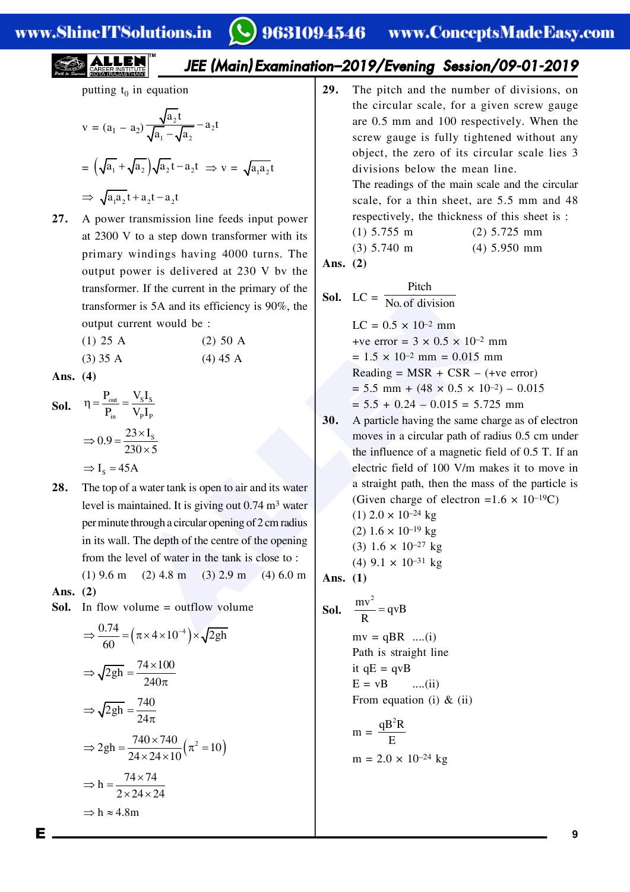putting $t_0$ in equation

$$v = (a_1 - a_2)\frac{\sqrt{a_2}t}{\sqrt{a_1}-\sqrt{a_2}} - a_2t$$

$$= \left(\sqrt{a_1}+\sqrt{a_2}\right)\sqrt{a_2}t - a_2t \Rightarrow v = \sqrt{a_1a_2}t$$

$$\Rightarrow \sqrt{a_1a_2}t + a_2t - a_2t$$

**27.** A power transmission line feeds input power at 2300 V to a step down transformer with its primary windings having 4000 turns. The output power is delivered at 230 V bv the transformer. If the current in the primary of the transformer is 5A and its efficiency is 90%, the output current would be :

(1) 25 A (2) 50 A

(3) 35 A (4) 45 A

**Ans. (4)**

**Sol.** $\eta = \frac{P_{out}}{P_{in}} = \frac{V_SI_S}{V_PI_P}$

$$\Rightarrow 0.9 = \frac{23 \times I_S}{230 \times 5}$$

$$\Rightarrow I_S = 45A$$

**28.** The top of a water tank is open to air and its water level is maintained. It is giving out 0.74 $m^3$ water per minute through a circular opening of 2 cm radius in its wall. The depth of the centre of the opening from the level of water in the tank is close to :

(1) 9.6 m (2) 4.8 m (3) 2.9 m (4) 6.0 m

**Ans. (2)**

**Sol.** In flow volume = outflow volume

$$\Rightarrow \frac{0.74}{60} = \left(\pi \times 4 \times 10^{-4}\right) \times \sqrt{2gh}$$

$$\Rightarrow \sqrt{2gh} = \frac{74 \times 100}{240\pi}$$

$$\Rightarrow \sqrt{2gh} = \frac{740}{24\pi}$$

$$\Rightarrow 2gh = \frac{740 \times 740}{24 \times 24 \times 10}\left(\pi^2 = 10\right)$$

$$\Rightarrow h = \frac{74 \times 74}{2 \times 24 \times 24}$$

$$\Rightarrow h \approx 4.8m$$

**29.** The pitch and the number of divisions, on the circular scale, for a given screw gauge are 0.5 mm and 100 respectively. When the screw gauge is fully tightened without any object, the zero of its circular scale lies 3 divisions below the mean line.

The readings of the main scale and the circular scale, for a thin sheet, are 5.5 mm and 48 respectively, the thickness of this sheet is :

(1) 5.755 m (2) 5.725 mm

(3) 5.740 m (4) 5.950 mm

**Ans. (2)**

**Sol.** $LC = \frac{\text{Pitch}}{\text{No. of division}}$

$LC = 0.5 \times 10^{-2}$ mm

+ve error $= 3 \times 0.5 \times 10^{-2}$ mm

$= 1.5 \times 10^{-2}$ mm $= 0.015$ mm

Reading = MSR + CSR – (+ve error)

$= 5.5$ mm $+ (48 \times 0.5 \times 10^{-2}) - 0.015$

$= 5.5 + 0.24 - 0.015 = 5.725$ mm

**30.** A particle having the same charge as of electron moves in a circular path of radius 0.5 cm under the influence of a magnetic field of 0.5 T. If an electric field of 100 V/m makes it to move in a straight path, then the mass of the particle is (Given charge of electron $= 1.6 \times 10^{-19}$C)

(1) $2.0 \times 10^{-24}$ kg

(2) $1.6 \times 10^{-19}$ kg

(3) $1.6 \times 10^{-27}$ kg

(4) $9.1 \times 10^{-31}$ kg

**Ans. (1)**

**Sol.** $\frac{mv^2}{R} = qvB$

$mv = qBR$ ....(i)

Path is straight line

it $qE = qvB$

$E = vB$ ....(ii)

From equation (i) & (ii)

$$m = \frac{qB^2R}{E}$$

$m = 2.0 \times 10^{-24}$ kg